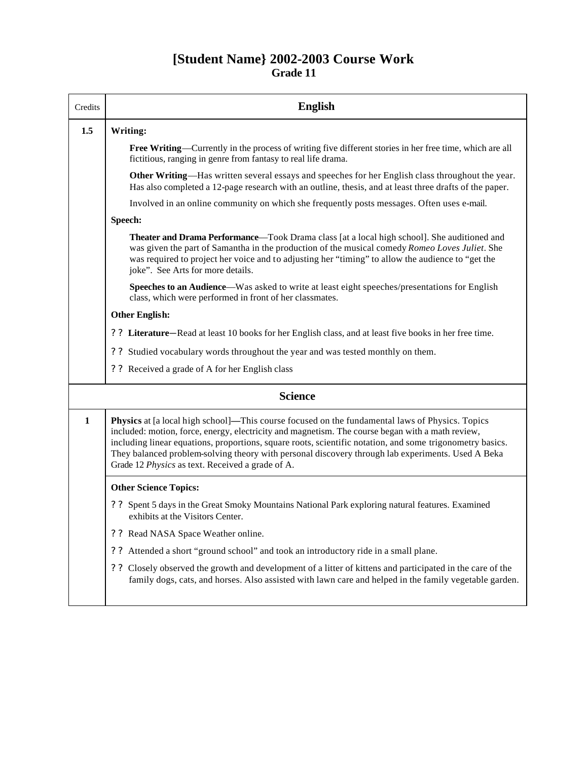# [Student Name} 2002-2003 Course Work
## Grade 11

| Credits | English |
|---|---|
| 1.5 | **Writing:**<br><br>**Free Writing**—Currently in the process of writing five different stories in her free time, which are all fictitious, ranging in genre from fantasy to real life drama.<br><br>**Other Writing**—Has written several essays and speeches for her English class throughout the year. Has also completed a 12-page research with an outline, thesis, and at least three drafts of the paper.<br><br>Involved in an online community on which she frequently posts messages. Often uses e-mail.<br><br>**Speech:**<br><br>**Theater and Drama Performance**—Took Drama class [at a local high school]. She auditioned and was given the part of Samantha in the production of the musical comedy *Romeo Loves Juliet*. She was required to project her voice and to adjusting her "timing" to allow the audience to "get the joke". See Arts for more details.<br><br>**Speeches to an Audience**—Was asked to write at least eight speeches/presentations for English class, which were performed in front of her classmates.<br><br>**Other English:**<br><br>?? **Literature**–Read at least 10 books for her English class, and at least five books in her free time.<br><br>?? Studied vocabulary words throughout the year and was tested monthly on them.<br><br>?? Received a grade of A for her English class |
| | **Science** |
| 1 | **Physics** at [a local high school]**—**This course focused on the fundamental laws of Physics. Topics included: motion, force, energy, electricity and magnetism. The course began with a math review, including linear equations, proportions, square roots, scientific notation, and some trigonometry basics. They balanced problem-solving theory with personal discovery through lab experiments. Used A Beka Grade 12 *Physics* as text. Received a grade of A. |
| | **Other Science Topics:**<br><br>?? Spent 5 days in the Great Smoky Mountains National Park exploring natural features. Examined exhibits at the Visitors Center.<br><br>?? Read NASA Space Weather online.<br><br>?? Attended a short "ground school" and took an introductory ride in a small plane.<br><br>?? Closely observed the growth and development of a litter of kittens and participated in the care of the family dogs, cats, and horses. Also assisted with lawn care and helped in the family vegetable garden. |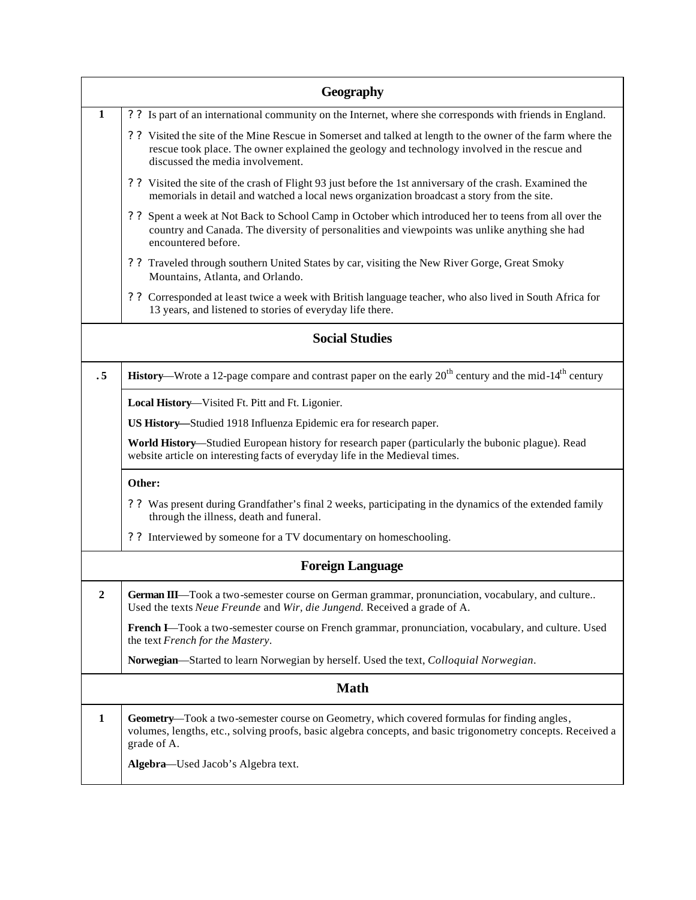| | Geography |
|---|---|
| **1** | ? ? Is part of an international community on the Internet, where she corresponds with friends in England.<br>? ? Visited the site of the Mine Rescue in Somerset and talked at length to the owner of the farm where the rescue took place. The owner explained the geology and technology involved in the rescue and discussed the media involvement.<br>? ? Visited the site of the crash of Flight 93 just before the 1st anniversary of the crash. Examined the memorials in detail and watched a local news organization broadcast a story from the site.<br>? ? Spent a week at Not Back to School Camp in October which introduced her to teens from all over the country and Canada. The diversity of personalities and viewpoints was unlike anything she had encountered before.<br>? ? Traveled through southern United States by car, visiting the New River Gorge, Great Smoky Mountains, Atlanta, and Orlando.<br>? ? Corresponded at least twice a week with British language teacher, who also lived in South Africa for 13 years, and listened to stories of everyday life there. |
| | **Social Studies** |
| **.5** | **History**—Wrote a 12-page compare and contrast paper on the early 20th century and the mid-14th century |
| | **Local History**—Visited Ft. Pitt and Ft. Ligonier.<br>**US History—**Studied 1918 Influenza Epidemic era for research paper.<br>**World History**—Studied European history for research paper (particularly the bubonic plague). Read website article on interesting facts of everyday life in the Medieval times. |
| | **Other:**<br>? ? Was present during Grandfather's final 2 weeks, participating in the dynamics of the extended family through the illness, death and funeral.<br>? ? Interviewed by someone for a TV documentary on homeschooling. |
| | **Foreign Language** |
| **2** | **German III**—Took a two-semester course on German grammar, pronunciation, vocabulary, and culture.. Used the texts *Neue Freunde* and *Wir, die Jungend.* Received a grade of A.<br>**French I**—Took a two-semester course on French grammar, pronunciation, vocabulary, and culture. Used the text *French for the Mastery*.<br>**Norwegian**—Started to learn Norwegian by herself. Used the text, *Colloquial Norwegian*. |
| | **Math** |
| **1** | **Geometry**—Took a two-semester course on Geometry, which covered formulas for finding angles, volumes, lengths, etc., solving proofs, basic algebra concepts, and basic trigonometry concepts. Received a grade of A.<br>**Algebra**—Used Jacob's Algebra text. |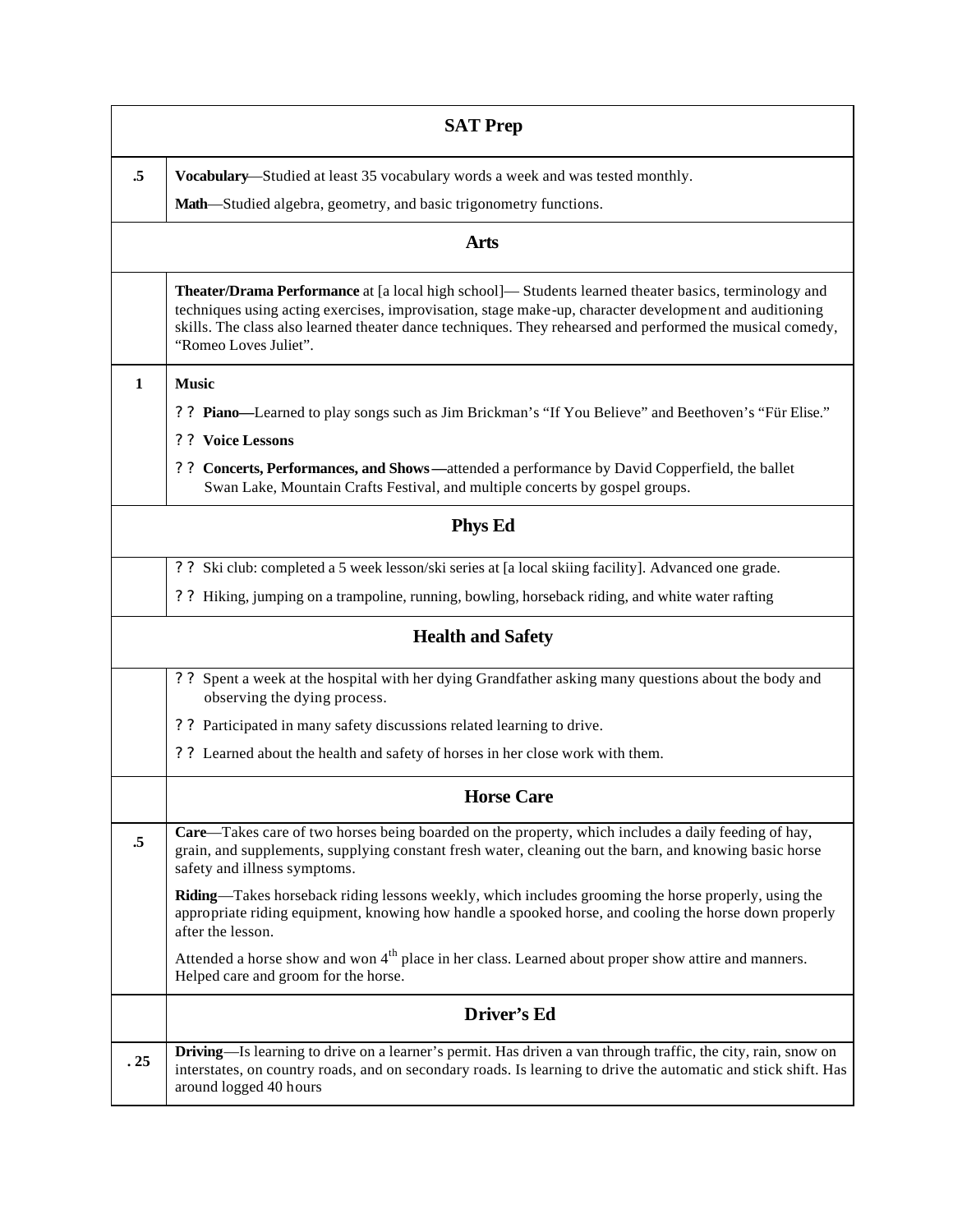| | |
|---|---|
| | **SAT Prep** |
| .5 | **Vocabulary**—Studied at least 35 vocabulary words a week and was tested monthly.<br>**Math**—Studied algebra, geometry, and basic trigonometry functions. |
| | **Arts** |
| | **Theater/Drama Performance** at [a local high school]— Students learned theater basics, terminology and techniques using acting exercises, improvisation, stage make-up, character development and auditioning skills. The class also learned theater dance techniques. They rehearsed and performed the musical comedy, "Romeo Loves Juliet". |
| 1 | **Music**<br>?? **Piano—**Learned to play songs such as Jim Brickman's "If You Believe" and Beethoven's "Für Elise."<br>?? **Voice Lessons**<br>?? **Concerts, Performances, and Shows—**attended a performance by David Copperfield, the ballet Swan Lake, Mountain Crafts Festival, and multiple concerts by gospel groups. |
| | **Phys Ed** |
| | ?? Ski club: completed a 5 week lesson/ski series at [a local skiing facility]. Advanced one grade.<br>?? Hiking, jumping on a trampoline, running, bowling, horseback riding, and white water rafting |
| | **Health and Safety** |
| | ?? Spent a week at the hospital with her dying Grandfather asking many questions about the body and observing the dying process.<br>?? Participated in many safety discussions related learning to drive.<br>?? Learned about the health and safety of horses in her close work with them. |
| | **Horse Care** |
| .5 | **Care**—Takes care of two horses being boarded on the property, which includes a daily feeding of hay, grain, and supplements, supplying constant fresh water, cleaning out the barn, and knowing basic horse safety and illness symptoms.<br>**Riding**—Takes horseback riding lessons weekly, which includes grooming the horse properly, using the appropriate riding equipment, knowing how handle a spooked horse, and cooling the horse down properly after the lesson.<br>Attended a horse show and won 4th place in her class. Learned about proper show attire and manners. Helped care and groom for the horse. |
| | **Driver's Ed** |
| .25 | **Driving**—Is learning to drive on a learner's permit. Has driven a van through traffic, the city, rain, snow on interstates, on country roads, and on secondary roads. Is learning to drive the automatic and stick shift. Has around logged 40 hours |